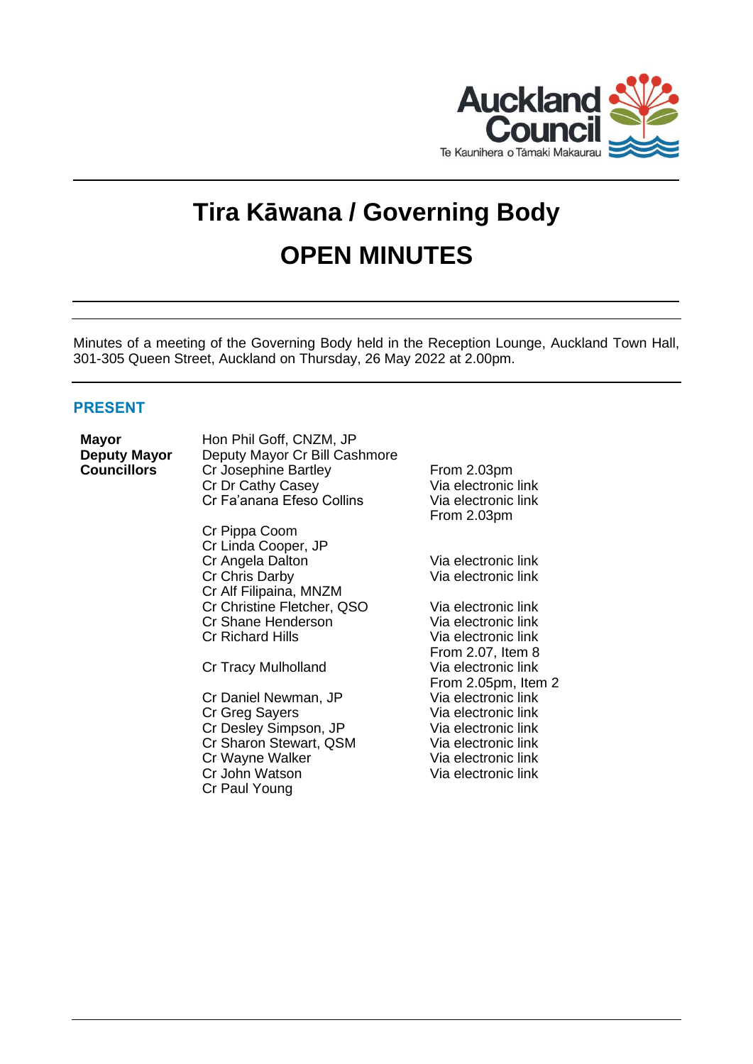Auckland Council
Te Kaunihera o Tāmaki Makaurau

# Tira Kāwana / Governing Body

# OPEN MINUTES

Minutes of a meeting of the Governing Body held in the Reception Lounge, Auckland Town Hall, 301-305 Queen Street, Auckland on Thursday, 26 May 2022 at 2.00pm.

## PRESENT

| | | |
|---|---|---|
| **Mayor** | Hon Phil Goff, CNZM, JP | |
| **Deputy Mayor** | Deputy Mayor Cr Bill Cashmore | |
| **Councillors** | Cr Josephine Bartley | From 2.03pm |
| | Cr Dr Cathy Casey | Via electronic link |
| | Cr Fa'anana Efeso Collins | Via electronic link<br>From 2.03pm |
| | Cr Pippa Coom | |
| | Cr Linda Cooper, JP | |
| | Cr Angela Dalton | Via electronic link |
| | Cr Chris Darby | Via electronic link |
| | Cr Alf Filipaina, MNZM | |
| | Cr Christine Fletcher, QSO | Via electronic link |
| | Cr Shane Henderson | Via electronic link |
| | Cr Richard Hills | Via electronic link<br>From 2.07, Item 8 |
| | Cr Tracy Mulholland | Via electronic link<br>From 2.05pm, Item 2 |
| | Cr Daniel Newman, JP | Via electronic link |
| | Cr Greg Sayers | Via electronic link |
| | Cr Desley Simpson, JP | Via electronic link |
| | Cr Sharon Stewart, QSM | Via electronic link |
| | Cr Wayne Walker | Via electronic link |
| | Cr John Watson | Via electronic link |
| | Cr Paul Young | |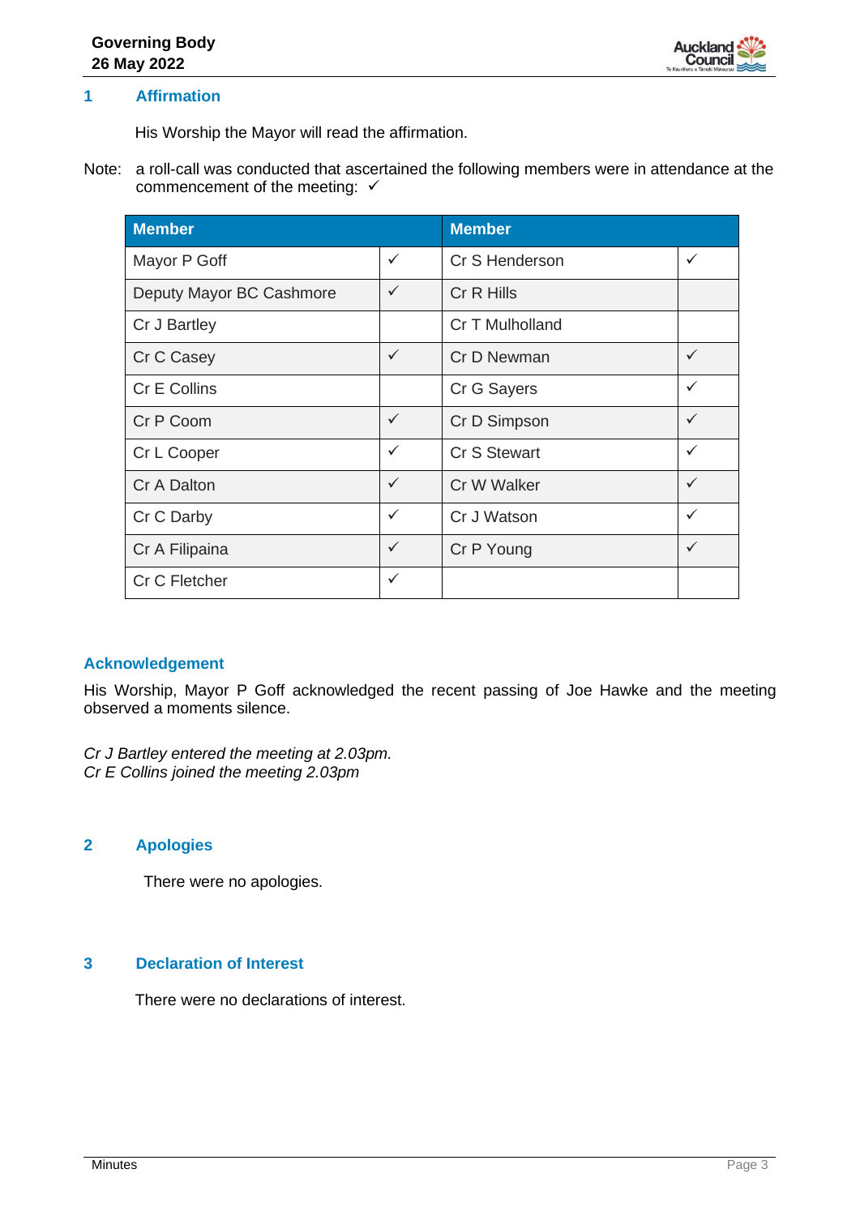## 1 Affirmation

His Worship the Mayor will read the affirmation.

Note: a roll-call was conducted that ascertained the following members were in attendance at the commencement of the meeting: ✓

| Member | | Member | |
|---|---|---|---|
| Mayor P Goff | ✓ | Cr S Henderson | ✓ |
| Deputy Mayor BC Cashmore | ✓ | Cr R Hills | |
| Cr J Bartley | | Cr T Mulholland | |
| Cr C Casey | ✓ | Cr D Newman | ✓ |
| Cr E Collins | | Cr G Sayers | ✓ |
| Cr P Coom | ✓ | Cr D Simpson | ✓ |
| Cr L Cooper | ✓ | Cr S Stewart | ✓ |
| Cr A Dalton | ✓ | Cr W Walker | ✓ |
| Cr C Darby | ✓ | Cr J Watson | ✓ |
| Cr A Filipaina | ✓ | Cr P Young | ✓ |
| Cr C Fletcher | ✓ | | |

### Acknowledgement

His Worship, Mayor P Goff acknowledged the recent passing of Joe Hawke and the meeting observed a moments silence.

*Cr J Bartley entered the meeting at 2.03pm.*
*Cr E Collins joined the meeting 2.03pm*

## 2 Apologies

There were no apologies.

## 3 Declaration of Interest

There were no declarations of interest.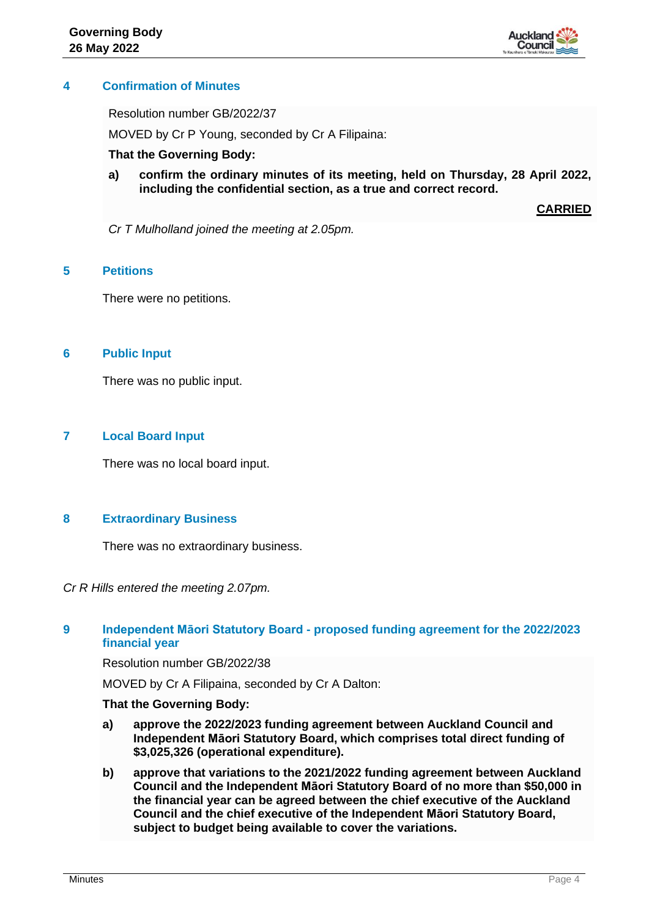## 4 Confirmation of Minutes

Resolution number GB/2022/37

MOVED by Cr P Young, seconded by Cr A Filipaina:

**That the Governing Body:**

**a) confirm the ordinary minutes of its meeting, held on Thursday, 28 April 2022, including the confidential section, as a true and correct record.**

**CARRIED**

*Cr T Mulholland joined the meeting at 2.05pm.*

## 5 Petitions

There were no petitions.

## 6 Public Input

There was no public input.

## 7 Local Board Input

There was no local board input.

## 8 Extraordinary Business

There was no extraordinary business.

*Cr R Hills entered the meeting 2.07pm.*

## 9 Independent Māori Statutory Board - proposed funding agreement for the 2022/2023 financial year

Resolution number GB/2022/38

MOVED by Cr A Filipaina, seconded by Cr A Dalton:

**That the Governing Body:**

**a) approve the 2022/2023 funding agreement between Auckland Council and Independent Māori Statutory Board, which comprises total direct funding of $3,025,326 (operational expenditure).**

**b) approve that variations to the 2021/2022 funding agreement between Auckland Council and the Independent Māori Statutory Board of no more than $50,000 in the financial year can be agreed between the chief executive of the Auckland Council and the chief executive of the Independent Māori Statutory Board, subject to budget being available to cover the variations.**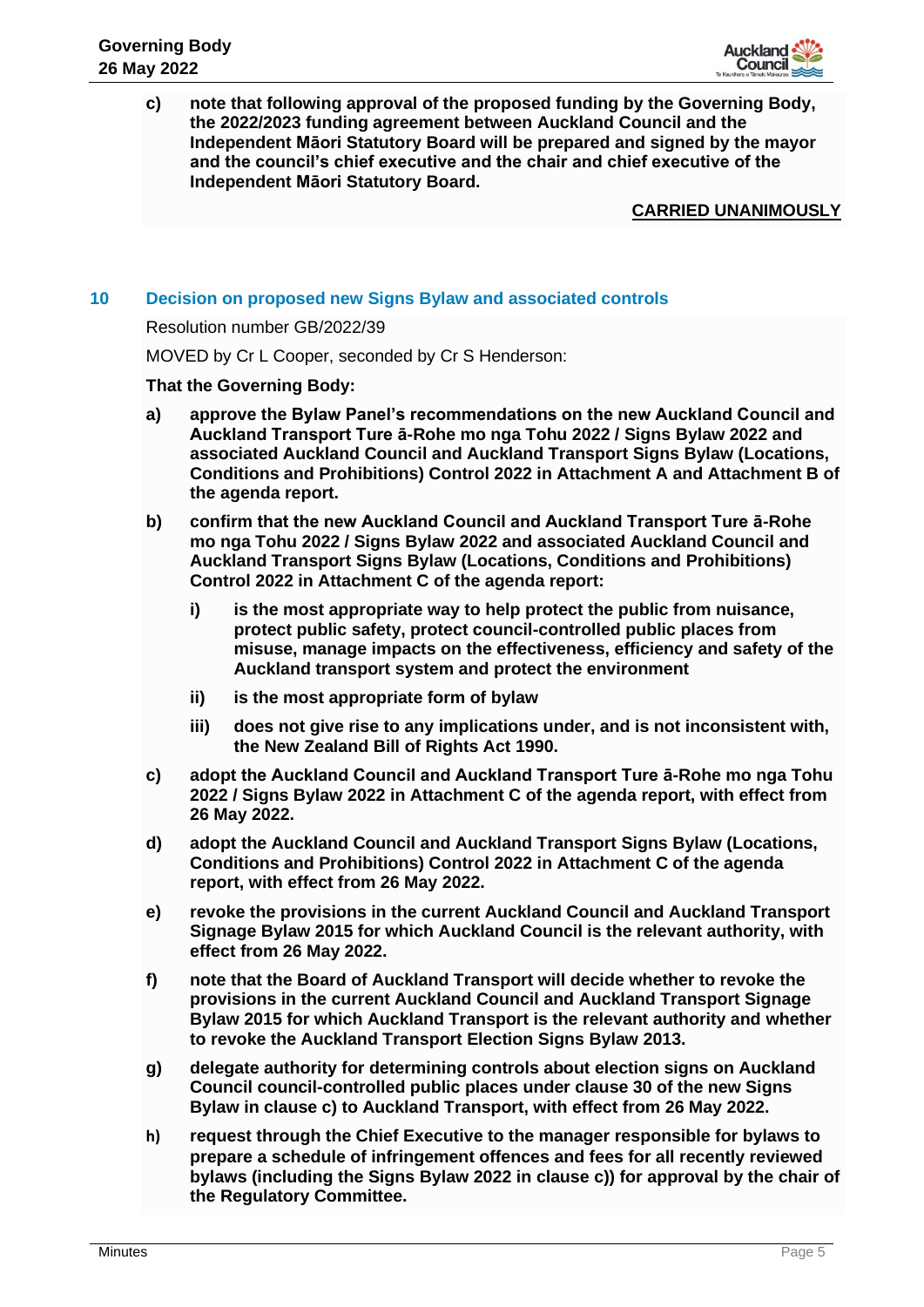**c) note that following approval of the proposed funding by the Governing Body, the 2022/2023 funding agreement between Auckland Council and the Independent Māori Statutory Board will be prepared and signed by the mayor and the council's chief executive and the chair and chief executive of the Independent Māori Statutory Board.**

**CARRIED UNANIMOUSLY**

## 10 Decision on proposed new Signs Bylaw and associated controls

Resolution number GB/2022/39

MOVED by Cr L Cooper, seconded by Cr S Henderson:

**That the Governing Body:**

**a) approve the Bylaw Panel's recommendations on the new Auckland Council and Auckland Transport Ture ā-Rohe mo nga Tohu 2022 / Signs Bylaw 2022 and associated Auckland Council and Auckland Transport Signs Bylaw (Locations, Conditions and Prohibitions) Control 2022 in Attachment A and Attachment B of the agenda report.**

**b) confirm that the new Auckland Council and Auckland Transport Ture ā-Rohe mo nga Tohu 2022 / Signs Bylaw 2022 and associated Auckland Council and Auckland Transport Signs Bylaw (Locations, Conditions and Prohibitions) Control 2022 in Attachment C of the agenda report:**

**i) is the most appropriate way to help protect the public from nuisance, protect public safety, protect council-controlled public places from misuse, manage impacts on the effectiveness, efficiency and safety of the Auckland transport system and protect the environment**

**ii) is the most appropriate form of bylaw**

**iii) does not give rise to any implications under, and is not inconsistent with, the New Zealand Bill of Rights Act 1990.**

**c) adopt the Auckland Council and Auckland Transport Ture ā-Rohe mo nga Tohu 2022 / Signs Bylaw 2022 in Attachment C of the agenda report, with effect from 26 May 2022.**

**d) adopt the Auckland Council and Auckland Transport Signs Bylaw (Locations, Conditions and Prohibitions) Control 2022 in Attachment C of the agenda report, with effect from 26 May 2022.**

**e) revoke the provisions in the current Auckland Council and Auckland Transport Signage Bylaw 2015 for which Auckland Council is the relevant authority, with effect from 26 May 2022.**

**f) note that the Board of Auckland Transport will decide whether to revoke the provisions in the current Auckland Council and Auckland Transport Signage Bylaw 2015 for which Auckland Transport is the relevant authority and whether to revoke the Auckland Transport Election Signs Bylaw 2013.**

**g) delegate authority for determining controls about election signs on Auckland Council council-controlled public places under clause 30 of the new Signs Bylaw in clause c) to Auckland Transport, with effect from 26 May 2022.**

**h) request through the Chief Executive to the manager responsible for bylaws to prepare a schedule of infringement offences and fees for all recently reviewed bylaws (including the Signs Bylaw 2022 in clause c)) for approval by the chair of the Regulatory Committee.**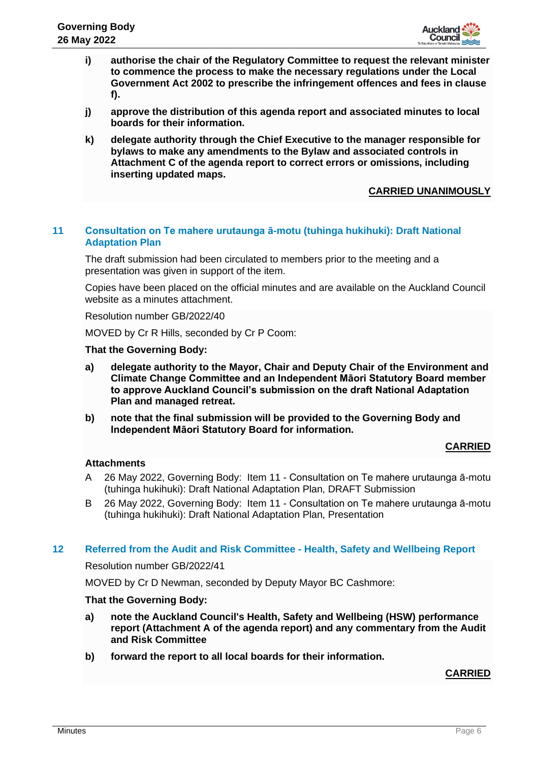- **i) authorise the chair of the Regulatory Committee to request the relevant minister to commence the process to make the necessary regulations under the Local Government Act 2002 to prescribe the infringement offences and fees in clause f).**
- **j) approve the distribution of this agenda report and associated minutes to local boards for their information.**
- **k) delegate authority through the Chief Executive to the manager responsible for bylaws to make any amendments to the Bylaw and associated controls in Attachment C of the agenda report to correct errors or omissions, including inserting updated maps.**

**CARRIED UNANIMOUSLY**

## 11 Consultation on Te mahere urutaunga ā-motu (tuhinga hukihuki): Draft National Adaptation Plan

The draft submission had been circulated to members prior to the meeting and a presentation was given in support of the item.

Copies have been placed on the official minutes and are available on the Auckland Council website as a minutes attachment.

Resolution number GB/2022/40

MOVED by Cr R Hills, seconded by Cr P Coom:

**That the Governing Body:**

- **a) delegate authority to the Mayor, Chair and Deputy Chair of the Environment and Climate Change Committee and an Independent Māori Statutory Board member to approve Auckland Council's submission on the draft National Adaptation Plan and managed retreat.**
- **b) note that the final submission will be provided to the Governing Body and Independent Māori Statutory Board for information.**

**CARRIED**

**Attachments**

A 26 May 2022, Governing Body: Item 11 - Consultation on Te mahere urutaunga ā-motu (tuhinga hukihuki): Draft National Adaptation Plan, DRAFT Submission

B 26 May 2022, Governing Body: Item 11 - Consultation on Te mahere urutaunga ā-motu (tuhinga hukihuki): Draft National Adaptation Plan, Presentation

## 12 Referred from the Audit and Risk Committee - Health, Safety and Wellbeing Report

Resolution number GB/2022/41

MOVED by Cr D Newman, seconded by Deputy Mayor BC Cashmore:

**That the Governing Body:**

- **a) note the Auckland Council's Health, Safety and Wellbeing (HSW) performance report (Attachment A of the agenda report) and any commentary from the Audit and Risk Committee**
- **b) forward the report to all local boards for their information.**

**CARRIED**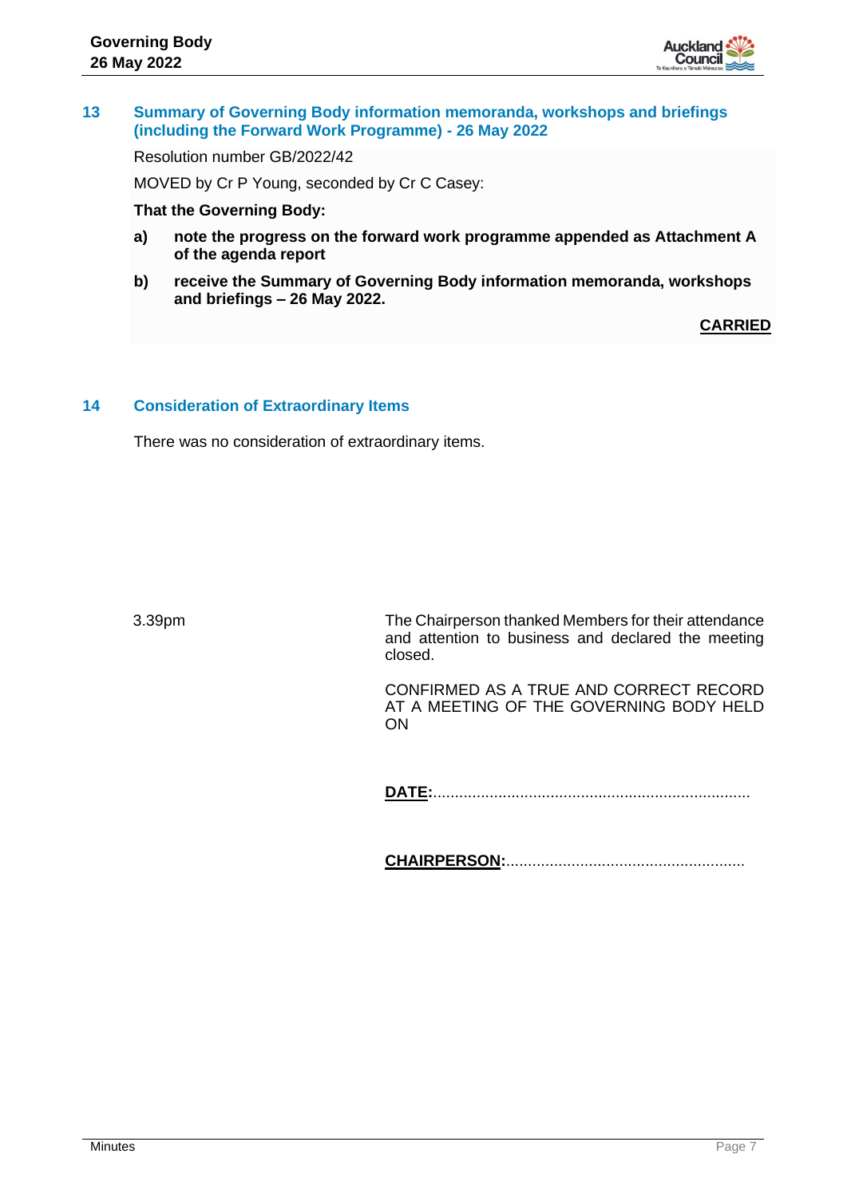## 13 Summary of Governing Body information memoranda, workshops and briefings (including the Forward Work Programme) - 26 May 2022

Resolution number GB/2022/42

MOVED by Cr P Young, seconded by Cr C Casey:

**That the Governing Body:**

**a) note the progress on the forward work programme appended as Attachment A of the agenda report**

**b) receive the Summary of Governing Body information memoranda, workshops and briefings – 26 May 2022.**

**CARRIED**

## 14 Consideration of Extraordinary Items

There was no consideration of extraordinary items.

3.39pm

The Chairperson thanked Members for their attendance and attention to business and declared the meeting closed.

CONFIRMED AS A TRUE AND CORRECT RECORD AT A MEETING OF THE GOVERNING BODY HELD ON

**DATE:**.........................................................................

**CHAIRPERSON:**.......................................................